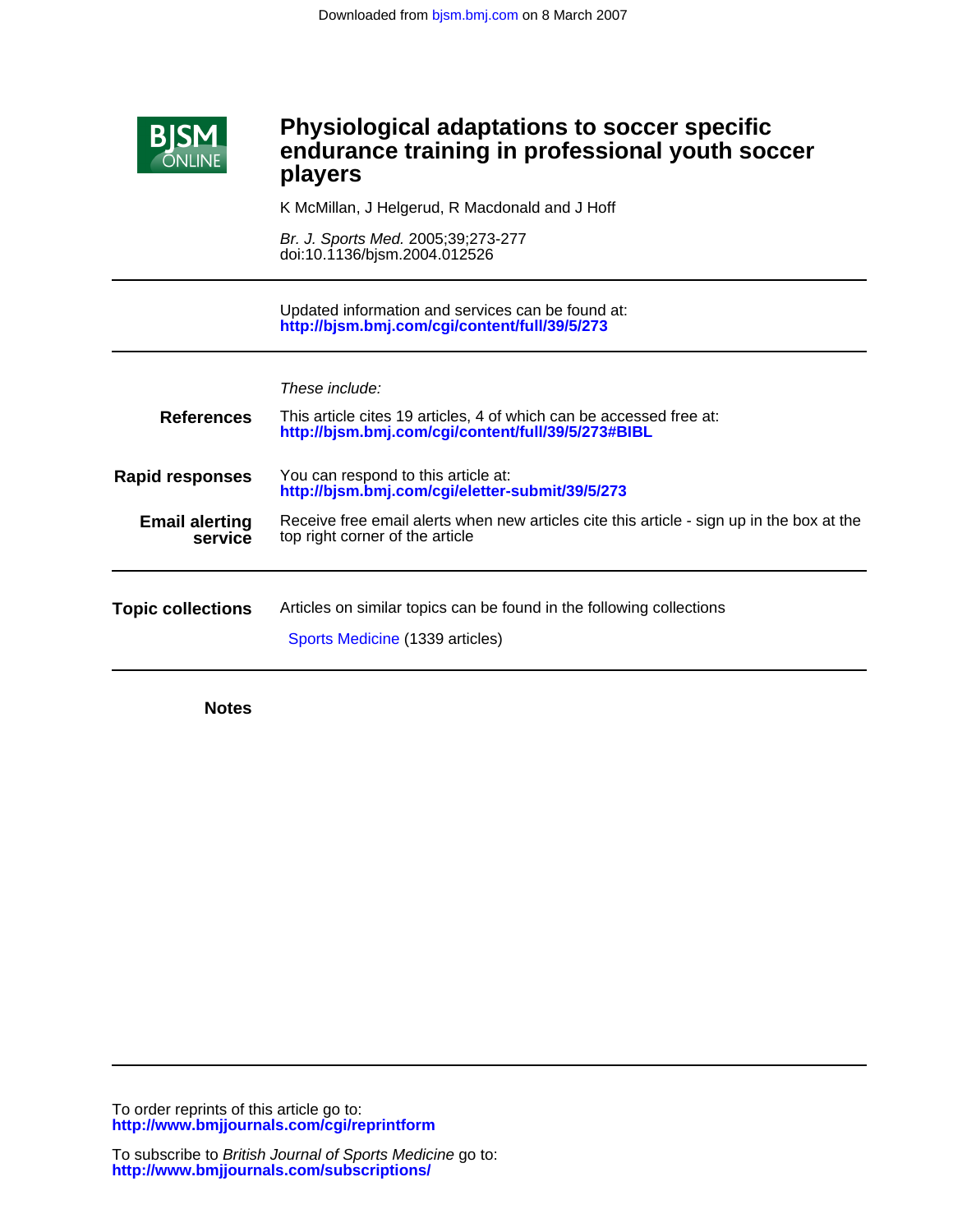Downloaded from bjsm.bmj.com on 8 March 2007

# Physiological adaptations to soccer specific endurance training in professional youth soccer players

K McMillan, J Helgerud, R Macdonald and J Hoff

*Br. J. Sports Med.* 2005;39;273-277
doi:10.1136/bjsm.2004.012526

Updated information and services can be found at:
**http://bjsm.bmj.com/cgi/content/full/39/5/273**

*These include:*

**References** — This article cites 19 articles, 4 of which can be accessed free at:
**http://bjsm.bmj.com/cgi/content/full/39/5/273#BIBL**

**Rapid responses** — You can respond to this article at:
**http://bjsm.bmj.com/cgi/eletter-submit/39/5/273**

**Email alerting service** — Receive free email alerts when new articles cite this article - sign up in the box at the top right corner of the article

**Topic collections** — Articles on similar topics can be found in the following collections

Sports Medicine (1339 articles)

**Notes**

To order reprints of this article go to:
**http://www.bmjjournals.com/cgi/reprintform**

To subscribe to *British Journal of Sports Medicine* go to:
**http://www.bmjjournals.com/subscriptions/**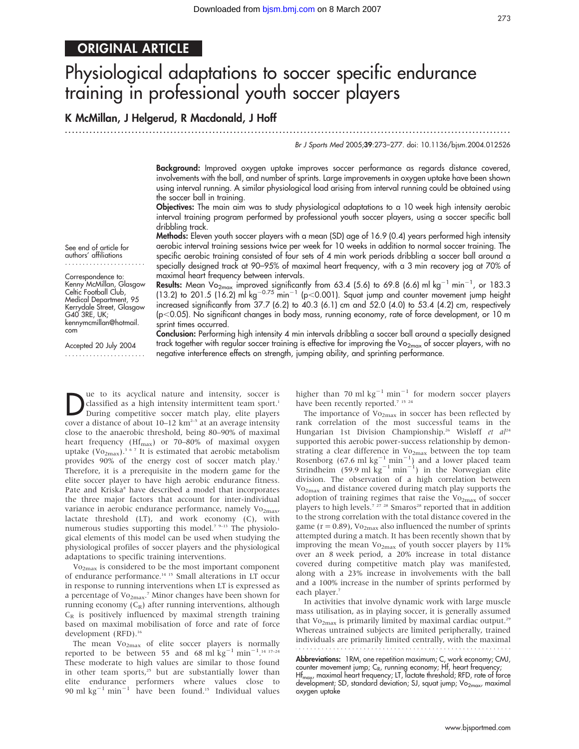# ORIGINAL ARTICLE

# Physiological adaptations to soccer specific endurance training in professional youth soccer players

**K McMillan, J Helgerud, R Macdonald, J Hoff**

*Br J Sports Med* 2005;**39**:273–277. doi: 10.1136/bjsm.2004.012526

**Background:** Improved oxygen uptake improves soccer performance as regards distance covered, involvements with the ball, and number of sprints. Large improvements in oxygen uptake have been shown using interval running. A similar physiological load arising from interval running could be obtained using the soccer ball in training.

**Objectives:** The main aim was to study physiological adaptations to a 10 week high intensity aerobic interval training program performed by professional youth soccer players, using a soccer specific ball dribbling track.

**Methods:** Eleven youth soccer players with a mean (SD) age of 16.9 (0.4) years performed high intensity aerobic interval training sessions twice per week for 10 weeks in addition to normal soccer training. The specific aerobic training consisted of four sets of 4 min work periods dribbling a soccer ball around a specially designed track at 90–95% of maximal heart frequency, with a 3 min recovery jog at 70% of maximal heart frequency between intervals.

**Results:** Mean $Vo_{2max}$ improved significantly from 63.4 (5.6) to 69.8 (6.6) ml $kg^{-1}$ $min^{-1}$, or 183.3 (13.2) to 201.5 (16.2) ml $kg^{-0.75}$ $min^{-1}$ ($p<0.001$). Squat jump and counter movement jump height increased significantly from 37.7 (6.2) to 40.3 (6.1) cm and 52.0 (4.0) to 53.4 (4.2) cm, respectively ($p<0.05$). No significant changes in body mass, running economy, rate of force development, or 10 m sprint times occurred.

**Conclusion:** Performing high intensity 4 min intervals dribbling a soccer ball around a specially designed track together with regular soccer training is effective for improving the $Vo_{2max}$ of soccer players, with no negative interference effects on strength, jumping ability, and sprinting performance.

See end of article for authors' affiliations

Correspondence to: Kenny McMillan, Glasgow Celtic Football Club, Medical Department, 95 Kerrydale Street, Glasgow G40 3RE, UK; kennymcmillan@hotmail.com

Accepted 20 July 2004

Due to its acyclical nature and intensity, soccer is classified as a high intensity intermittent team sport.[1] During competitive soccer match play, elite players cover a distance of about 10–12 km[2–5] at an average intensity close to the anaerobic threshold, being 80–90% of maximal heart frequency ($Hf_{max}$) or 70–80% of maximal oxygen uptake ($Vo_{2max}$).[3 6 7] It is estimated that aerobic metabolism provides 90% of the energy cost of soccer match play.[1] Therefore, it is a prerequisite in the modern game for the elite soccer player to have high aerobic endurance fitness. Pate and Kriska[8] have described a model that incorporates the three major factors that account for inter-individual variance in aerobic endurance performance, namely $Vo_{2max}$, lactate threshold (LT), and work economy (C), with numerous studies supporting this model.[7 9–13] The physiological elements of this model can be used when studying the physiological profiles of soccer players and the physiological adaptations to specific training interventions.

$Vo_{2max}$ is considered to be the most important component of endurance performance.[14 15] Small alterations in LT occur in response to running interventions when LT is expressed as a percentage of $Vo_{2max}$.[7] Minor changes have been shown for running economy ($C_R$) after running interventions, although $C_R$ is positively influenced by maximal strength training based on maximal mobilisation of force and rate of force development (RFD).[16]

The mean $Vo_{2max}$ of elite soccer players is normally reported to be between 55 and 68 ml $kg^{-1}$ $min^{-1}$.[14 17–24] These moderate to high values are similar to those found in other team sports,[25] but are substantially lower than elite endurance performers where values close to 90 ml $kg^{-1}$ $min^{-1}$ have been found.[15] Individual values higher than 70 ml $kg^{-1}$ $min^{-1}$ for modern soccer players have been recently reported.[7 15 24]

The importance of $Vo_{2max}$ in soccer has been reflected by rank correlation of the most successful teams in the Hungarian 1st Division Championship.[26] Wisløff *et al*[24] supported this aerobic power-success relationship by demonstrating a clear difference in $Vo_{2max}$ between the top team Rosenborg (67.6 ml $kg^{-1}$ $min^{-1}$) and a lower placed team Strindheim (59.9 ml $kg^{-1}$ $min^{-1}$) in the Norwegian elite division. The observation of a high correlation between $Vo_{2max}$ and distance covered during match play supports the adoption of training regimes that raise the $Vo_{2max}$ of soccer players to high levels.[7 27 28] Smaros[28] reported that in addition to the strong correlation with the total distance covered in the game ($r = 0.89$), $Vo_{2max}$ also influenced the number of sprints attempted during a match. It has been recently shown that by improving the mean $Vo_{2max}$ of youth soccer players by 11% over an 8 week period, a 20% increase in total distance covered during competitive match play was manifested, along with a 23% increase in involvements with the ball and a 100% increase in the number of sprints performed by each player.[7]

In activities that involve dynamic work with large muscle mass utilisation, as in playing soccer, it is generally assumed that $Vo_{2max}$ is primarily limited by maximal cardiac output.[29] Whereas untrained subjects are limited peripherally, trained individuals are primarily limited centrally, with the maximal

**Abbreviations:** 1RM, one repetition maximum; C, work economy; CMJ, counter movement jump; $C_R$, running economy; Hf, heart frequency; $Hf_{max}$, maximal heart frequency; LT, lactate threshold; RFD, rate of force development; SD, standard deviation; SJ, squat jump; $Vo_{2max}$, maximal oxygen uptake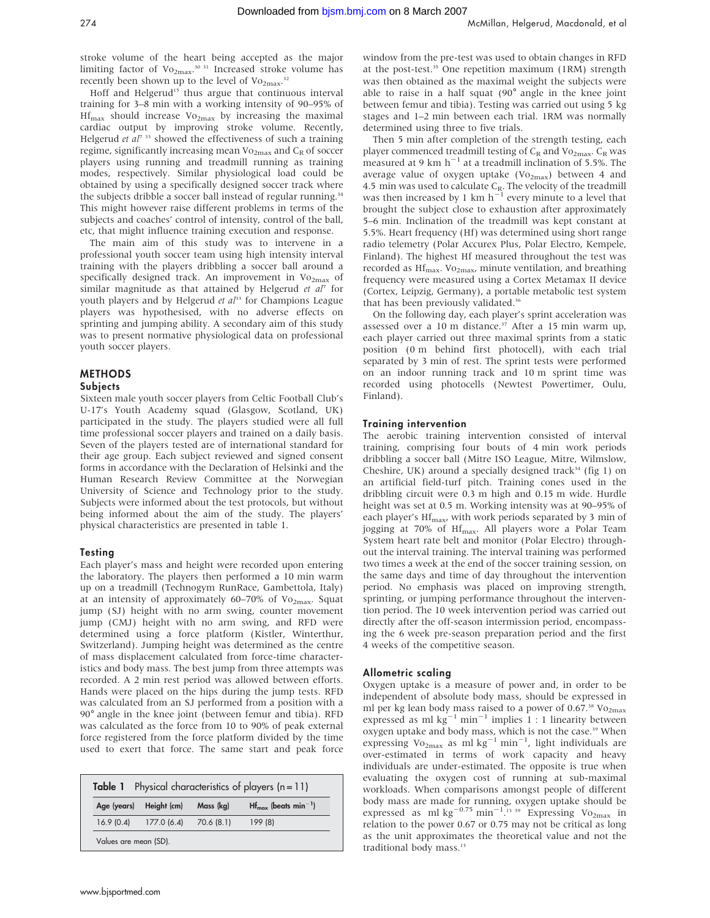stroke volume of the heart being accepted as the major limiting factor of $Vo_{2max}$.[30 31] Increased stroke volume has recently been shown up to the level of $Vo_{2max}$.[32]

Hoff and Helgerud[15] thus argue that continuous interval training for 3–8 min with a working intensity of 90–95% of $Hf_{max}$ should increase $Vo_{2max}$ by increasing the maximal cardiac output by improving stroke volume. Recently, Helgerud *et al*[7 33] showed the effectiveness of such a training regime, significantly increasing mean $Vo_{2max}$ and $C_R$ of soccer players using running and treadmill running as training modes, respectively. Similar physiological load could be obtained by using a specifically designed soccer track where the subjects dribble a soccer ball instead of regular running.[34] This might however raise different problems in terms of the subjects and coaches' control of intensity, control of the ball, etc, that might influence training execution and response.

The main aim of this study was to intervene in a professional youth soccer team using high intensity interval training with the players dribbling a soccer ball around a specifically designed track. An improvement in $Vo_{2max}$ of similar magnitude as that attained by Helgerud *et al*[7] for youth players and by Helgerud *et al*[33] for Champions League players was hypothesised, with no adverse effects on sprinting and jumping ability. A secondary aim of this study was to present normative physiological data on professional youth soccer players.

## METHODS

### Subjects

Sixteen male youth soccer players from Celtic Football Club's U-17's Youth Academy squad (Glasgow, Scotland, UK) participated in the study. The players studied were all full time professional soccer players and trained on a daily basis. Seven of the players tested are of international standard for their age group. Each subject reviewed and signed consent forms in accordance with the Declaration of Helsinki and the Human Research Review Committee at the Norwegian University of Science and Technology prior to the study. Subjects were informed about the test protocols, but without being informed about the aim of the study. The players' physical characteristics are presented in table 1.

### Testing

Each player's mass and height were recorded upon entering the laboratory. The players then performed a 10 min warm up on a treadmill (Technogym RunRace, Gambettola, Italy) at an intensity of approximately 60–70% of $Vo_{2max}$. Squat jump (SJ) height with no arm swing, counter movement jump (CMJ) height with no arm swing, and RFD were determined using a force platform (Kistler, Winterthur, Switzerland). Jumping height was determined as the centre of mass displacement calculated from force-time characteristics and body mass. The best jump from three attempts was recorded. A 2 min rest period was allowed between efforts. Hands were placed on the hips during the jump tests. RFD was calculated from an SJ performed from a position with a 90° angle in the knee joint (between femur and tibia). RFD was calculated as the force from 10 to 90% of peak external force registered from the force platform divided by the time used to exert that force. The same start and peak force window from the pre-test was used to obtain changes in RFD at the post-test.[35] One repetition maximum (1RM) strength was then obtained as the maximal weight the subjects were able to raise in a half squat (90° angle in the knee joint between femur and tibia). Testing was carried out using 5 kg stages and 1–2 min between each trial. 1RM was normally determined using three to five trials.

Then 5 min after completion of the strength testing, each player commenced treadmill testing of $C_R$ and $Vo_{2max}$. $C_R$ was measured at 9 km $h^{-1}$ at a treadmill inclination of 5.5%. The average value of oxygen uptake ($Vo_{2max}$) between 4 and 4.5 min was used to calculate $C_R$. The velocity of the treadmill was then increased by 1 km $h^{-1}$ every minute to a level that brought the subject close to exhaustion after approximately 5–6 min. Inclination of the treadmill was kept constant at 5.5%. Heart frequency (Hf) was determined using short range radio telemetry (Polar Accurex Plus, Polar Electro, Kempele, Finland). The highest Hf measured throughout the test was recorded as $Hf_{max}$. $Vo_{2max}$, minute ventilation, and breathing frequency were measured using a Cortex Metamax II device (Cortex, Leipzig, Germany), a portable metabolic test system that has been previously validated.[36]

On the following day, each player's sprint acceleration was assessed over a 10 m distance.[37] After a 15 min warm up, each player carried out three maximal sprints from a static position (0 m behind first photocell), with each trial separated by 3 min of rest. The sprint tests were performed on an indoor running track and 10 m sprint time was recorded using photocells (Newtest Powertimer, Oulu, Finland).

**Table 1** Physical characteristics of players (n = 11)

| Age (years) | Height (cm) | Mass (kg) | $Hf_{max}$ (beats $min^{-1}$) |
|---|---|---|---|
| 16.9 (0.4) | 177.0 (6.4) | 70.6 (8.1) | 199 (8) |

Values are mean (SD).

### Training intervention

The aerobic training intervention consisted of interval training, comprising four bouts of 4 min work periods dribbling a soccer ball (Mitre ISO League, Mitre, Wilmslow, Cheshire, UK) around a specially designed track[34] (fig 1) on an artificial field-turf pitch. Training cones used in the dribbling circuit were 0.3 m high and 0.15 m wide. Hurdle height was set at 0.5 m. Working intensity was at 90–95% of each player's $Hf_{max}$, with work periods separated by 3 min of jogging at 70% of $Hf_{max}$. All players wore a Polar Team System heart rate belt and monitor (Polar Electro) throughout the interval training. The interval training was performed two times a week at the end of the soccer training session, on the same days and time of day throughout the intervention period. No emphasis was placed on improving strength, sprinting, or jumping performance throughout the intervention period. The 10 week intervention period was carried out directly after the off-season intermission period, encompassing the 6 week pre-season preparation period and the first 4 weeks of the competitive season.

### Allometric scaling

Oxygen uptake is a measure of power and, in order to be independent of absolute body mass, should be expressed in ml per kg lean body mass raised to a power of 0.67.[38] $Vo_{2max}$ expressed as ml $kg^{-1}$ $min^{-1}$ implies 1 : 1 linearity between oxygen uptake and body mass, which is not the case.[39] When expressing $Vo_{2max}$ as ml $kg^{-1}$ $min^{-1}$, light individuals are over-estimated in terms of work capacity and heavy individuals are under-estimated. The opposite is true when evaluating the oxygen cost of running at sub-maximal workloads. When comparisons amongst people of different body mass are made for running, oxygen uptake should be expressed as ml $kg^{-0.75}$ $min^{-1}$.[13 39] Expressing $Vo_{2max}$ in relation to the power 0.67 or 0.75 may not be critical as long as the unit approximates the theoretical value and not the traditional body mass.[13]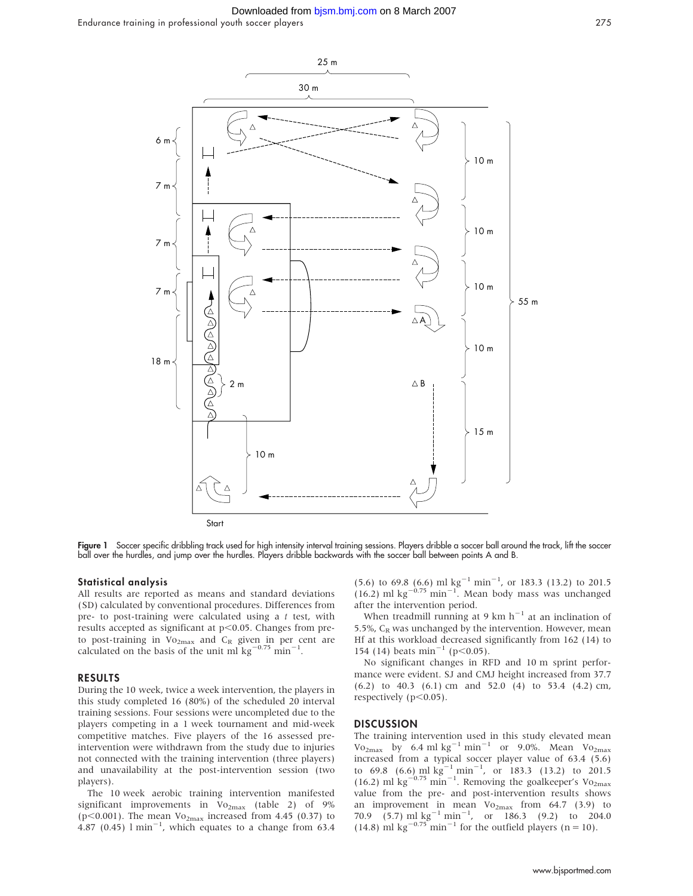Figure 1 Soccer specific dribbling track used for high intensity interval training sessions. Players dribble a soccer ball around the track, lift the soccer ball over the hurdles, and jump over the hurdles. Players dribble backwards with the soccer ball between points A and B.

### Statistical analysis

All results are reported as means and standard deviations (SD) calculated by conventional procedures. Differences from pre- to post-training were calculated using a *t* test, with results accepted as significant at $p<0.05$. Changes from pre- to post-training in $Vo_{2max}$ and $C_R$ given in per cent are calculated on the basis of the unit ml $kg^{-0.75}$ $min^{-1}$.

## RESULTS

During the 10 week, twice a week intervention, the players in this study completed 16 (80%) of the scheduled 20 interval training sessions. Four sessions were uncompleted due to the players competing in a 1 week tournament and mid-week competitive matches. Five players of the 16 assessed pre-intervention were withdrawn from the study due to injuries not connected with the training intervention (three players) and unavailability at the post-intervention session (two players).

The 10 week aerobic training intervention manifested significant improvements in $Vo_{2max}$ (table 2) of 9% ($p<0.001$). The mean $Vo_{2max}$ increased from 4.45 (0.37) to 4.87 (0.45) l $min^{-1}$, which equates to a change from 63.4 (5.6) to 69.8 (6.6) ml $kg^{-1}$ $min^{-1}$, or 183.3 (13.2) to 201.5 (16.2) ml $kg^{-0.75}$ $min^{-1}$. Mean body mass was unchanged after the intervention period.

When treadmill running at 9 km $h^{-1}$ at an inclination of 5.5%, $C_R$ was unchanged by the intervention. However, mean Hf at this workload decreased significantly from 162 (14) to 154 (14) beats $min^{-1}$ ($p<0.05$).

No significant changes in RFD and 10 m sprint performance were evident. SJ and CMJ height increased from 37.7 (6.2) to 40.3 (6.1) cm and 52.0 (4) to 53.4 (4.2) cm, respectively ($p<0.05$).

## DISCUSSION

The training intervention used in this study elevated mean $Vo_{2max}$ by 6.4 ml $kg^{-1}$ $min^{-1}$ or 9.0%. Mean $Vo_{2max}$ increased from a typical soccer player value of 63.4 (5.6) to 69.8 (6.6) ml $kg^{-1}$ $min^{-1}$, or 183.3 (13.2) to 201.5 (16.2) ml $kg^{-0.75}$ $min^{-1}$. Removing the goalkeeper's $Vo_{2max}$ value from the pre- and post-intervention results shows an improvement in mean $Vo_{2max}$ from 64.7 (3.9) to 70.9 (5.7) ml $kg^{-1}$ $min^{-1}$, or 186.3 (9.2) to 204.0 (14.8) ml $kg^{-0.75}$ $min^{-1}$ for the outfield players ($n = 10$).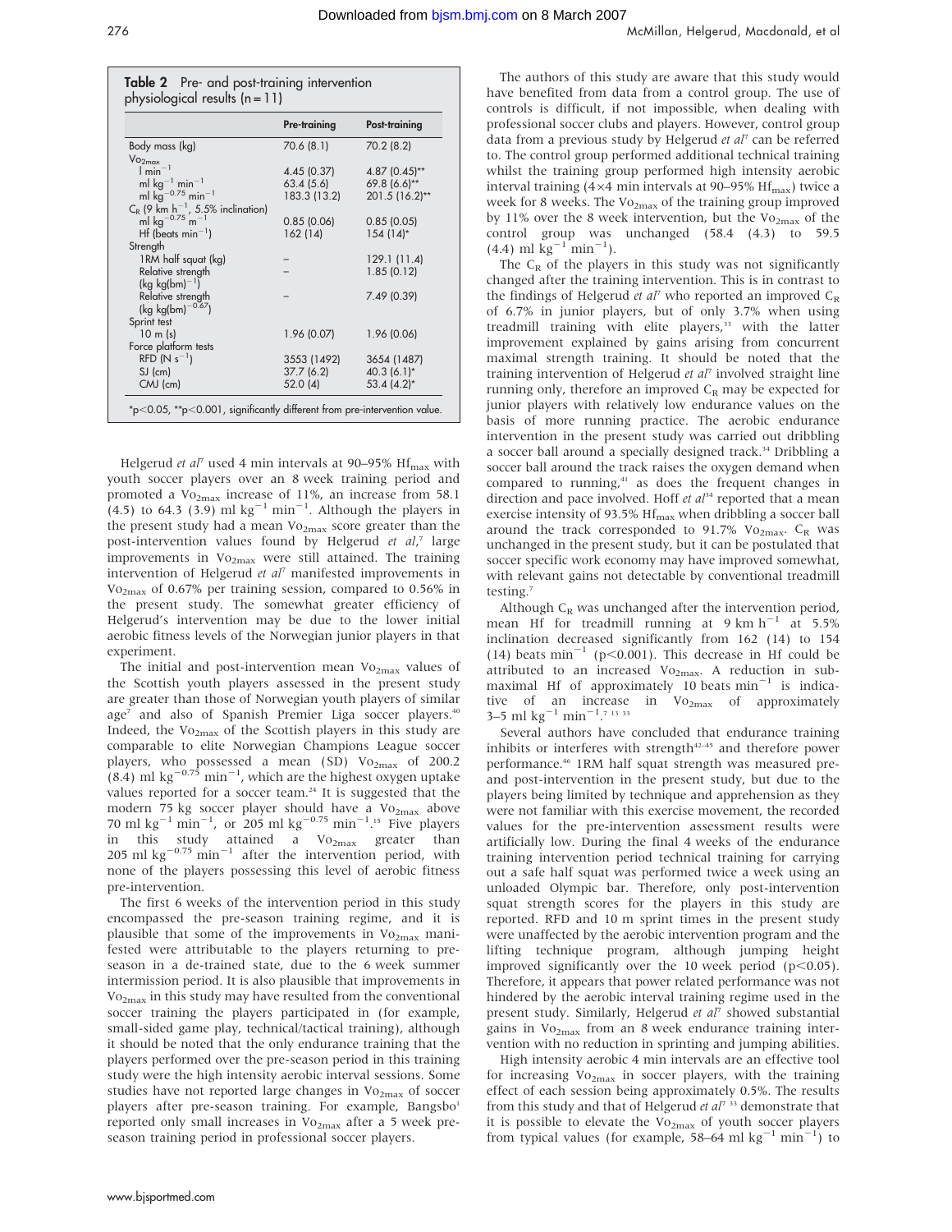**Table 2** Pre- and post-training intervention physiological results (n = 11)

| | Pre-training | Post-training |
|---|---|---|
| Body mass (kg) | 70.6 (8.1) | 70.2 (8.2) |
| $Vo_{2max}$ | | |
| $l\ min^{-1}$ | 4.45 (0.37) | 4.87 (0.45)** |
| $ml\ kg^{-1}\ min^{-1}$ | 63.4 (5.6) | 69.8 (6.6)** |
| $ml\ kg^{-0.75}\ min^{-1}$ | 183.3 (13.2) | 201.5 (16.2)** |
| $C_R$ (9 km $h^{-1}$, 5.5% inclination) | | |
| $ml\ kg^{-0.75}\ m^{-1}$ | 0.85 (0.06) | 0.85 (0.05) |
| Hf (beats $min^{-1}$) | 162 (14) | 154 (14)* |
| Strength | | |
| 1RM half squat (kg) | – | 129.1 (11.4) |
| Relative strength (kg $kg(bm)^{-1}$) | – | 1.85 (0.12) |
| Relative strength (kg $kg(bm)^{-0.67}$) | – | 7.49 (0.39) |
| Sprint test | | |
| 10 m (s) | 1.96 (0.07) | 1.96 (0.06) |
| Force platform tests | | |
| RFD (N $s^{-1}$) | 3553 (1492) | 3654 (1487) |
| SJ (cm) | 37.7 (6.2) | 40.3 (6.1)* |
| CMJ (cm) | 52.0 (4) | 53.4 (4.2)* |

*$p<0.05$, **$p<0.001$, significantly different from pre-intervention value.

Helgerud *et al*[7] used 4 min intervals at 90–95% $Hf_{max}$ with youth soccer players over an 8 week training period and promoted a $Vo_{2max}$ increase of 11%, an increase from 58.1 (4.5) to 64.3 (3.9) ml $kg^{-1}$ $min^{-1}$. Although the players in the present study had a mean $Vo_{2max}$ score greater than the post-intervention values found by Helgerud *et al*,[7] large improvements in $Vo_{2max}$ were still attained. The training intervention of Helgerud *et al*[7] manifested improvements in $Vo_{2max}$ of 0.67% per training session, compared to 0.56% in the present study. The somewhat greater efficiency of Helgerud's intervention may be due to the lower initial aerobic fitness levels of the Norwegian junior players in that experiment.

The initial and post-intervention mean $Vo_{2max}$ values of the Scottish youth players assessed in the present study are greater than those of Norwegian youth players of similar age[7] and also of Spanish Premier Liga soccer players.[40] Indeed, the $Vo_{2max}$ of the Scottish players in this study are comparable to elite Norwegian Champions League soccer players, who possessed a mean (SD) $Vo_{2max}$ of 200.2 (8.4) ml $kg^{-0.75}$ $min^{-1}$, which are the highest oxygen uptake values reported for a soccer team.[24] It is suggested that the modern 75 kg soccer player should have a $Vo_{2max}$ above 70 ml $kg^{-1}$ $min^{-1}$, or 205 ml $kg^{-0.75}$ $min^{-1}$.[15] Five players in this study attained a $Vo_{2max}$ greater than 205 ml $kg^{-0.75}$ $min^{-1}$ after the intervention period, with none of the players possessing this level of aerobic fitness pre-intervention.

The first 6 weeks of the intervention period in this study encompassed the pre-season training regime, and it is plausible that some of the improvements in $Vo_{2max}$ manifested were attributable to the players returning to pre-season in a de-trained state, due to the 6 week summer intermission period. It is also plausible that improvements in $Vo_{2max}$ in this study may have resulted from the conventional soccer training the players participated in (for example, small-sided game play, technical/tactical training), although it should be noted that the only endurance training that the players performed over the pre-season period in this training study were the high intensity aerobic interval sessions. Some studies have not reported large changes in $Vo_{2max}$ of soccer players after pre-season training. For example, Bangsbo[1] reported only small increases in $Vo_{2max}$ after a 5 week pre-season training period in professional soccer players.

The authors of this study are aware that this study would have benefited from data from a control group. The use of controls is difficult, if not impossible, when dealing with professional soccer clubs and players. However, control group data from a previous study by Helgerud *et al*[7] can be referred to. The control group performed additional technical training whilst the training group performed high intensity aerobic interval training (4×4 min intervals at 90–95% $Hf_{max}$) twice a week for 8 weeks. The $Vo_{2max}$ of the training group improved by 11% over the 8 week intervention, but the $Vo_{2max}$ of the control group was unchanged (58.4 (4.3) to 59.5 (4.4) ml $kg^{-1}$ $min^{-1}$).

The $C_R$ of the players in this study was not significantly changed after the training intervention. This is in contrast to the findings of Helgerud *et al*[7] who reported an improved $C_R$ of 6.7% in junior players, but of only 3.7% when using treadmill training with elite players,[33] with the latter improvement explained by gains arising from concurrent maximal strength training. It should be noted that the training intervention of Helgerud *et al*[7] involved straight line running only, therefore an improved $C_R$ may be expected for junior players with relatively low endurance values on the basis of more running practice. The aerobic endurance intervention in the present study was carried out dribbling a soccer ball around a specially designed track.[34] Dribbling a soccer ball around the track raises the oxygen demand when compared to running,[41] as does the frequent changes in direction and pace involved. Hoff *et al*[34] reported that a mean exercise intensity of 93.5% $Hf_{max}$ when dribbling a soccer ball around the track corresponded to 91.7% $Vo_{2max}$. $C_R$ was unchanged in the present study, but it can be postulated that soccer specific work economy may have improved somewhat, with relevant gains not detectable by conventional treadmill testing.[7]

Although $C_R$ was unchanged after the intervention period, mean Hf for treadmill running at 9 km $h^{-1}$ at 5.5% inclination decreased significantly from 162 (14) to 154 (14) beats $min^{-1}$ ($p<0.001$). This decrease in Hf could be attributed to an increased $Vo_{2max}$. A reduction in submaximal Hf of approximately 10 beats $min^{-1}$ is indicative of an increase in $Vo_{2max}$ of approximately 3–5 ml $kg^{-1}$ $min^{-1}$.[7,13,33]

Several authors have concluded that endurance training inhibits or interferes with strength[42–45] and therefore power performance.[46] 1RM half squat strength was measured pre- and post-intervention in the present study, but due to the players being limited by technique and apprehension as they were not familiar with this exercise movement, the recorded values for the pre-intervention assessment results were artificially low. During the final 4 weeks of the endurance training intervention period technical training for carrying out a safe half squat was performed twice a week using an unloaded Olympic bar. Therefore, only post-intervention squat strength scores for the players in this study are reported. RFD and 10 m sprint times in the present study were unaffected by the aerobic intervention program and the lifting technique program, although jumping height improved significantly over the 10 week period ($p<0.05$). Therefore, it appears that power related performance was not hindered by the aerobic interval training regime used in the present study. Similarly, Helgerud *et al*[7] showed substantial gains in $Vo_{2max}$ from an 8 week endurance training intervention with no reduction in sprinting and jumping abilities.

High intensity aerobic 4 min intervals are an effective tool for increasing $Vo_{2max}$ in soccer players, with the training effect of each session being approximately 0.5%. The results from this study and that of Helgerud *et al*[7,33] demonstrate that it is possible to elevate the $Vo_{2max}$ of youth soccer players from typical values (for example, 58–64 ml $kg^{-1}$ $min^{-1}$) to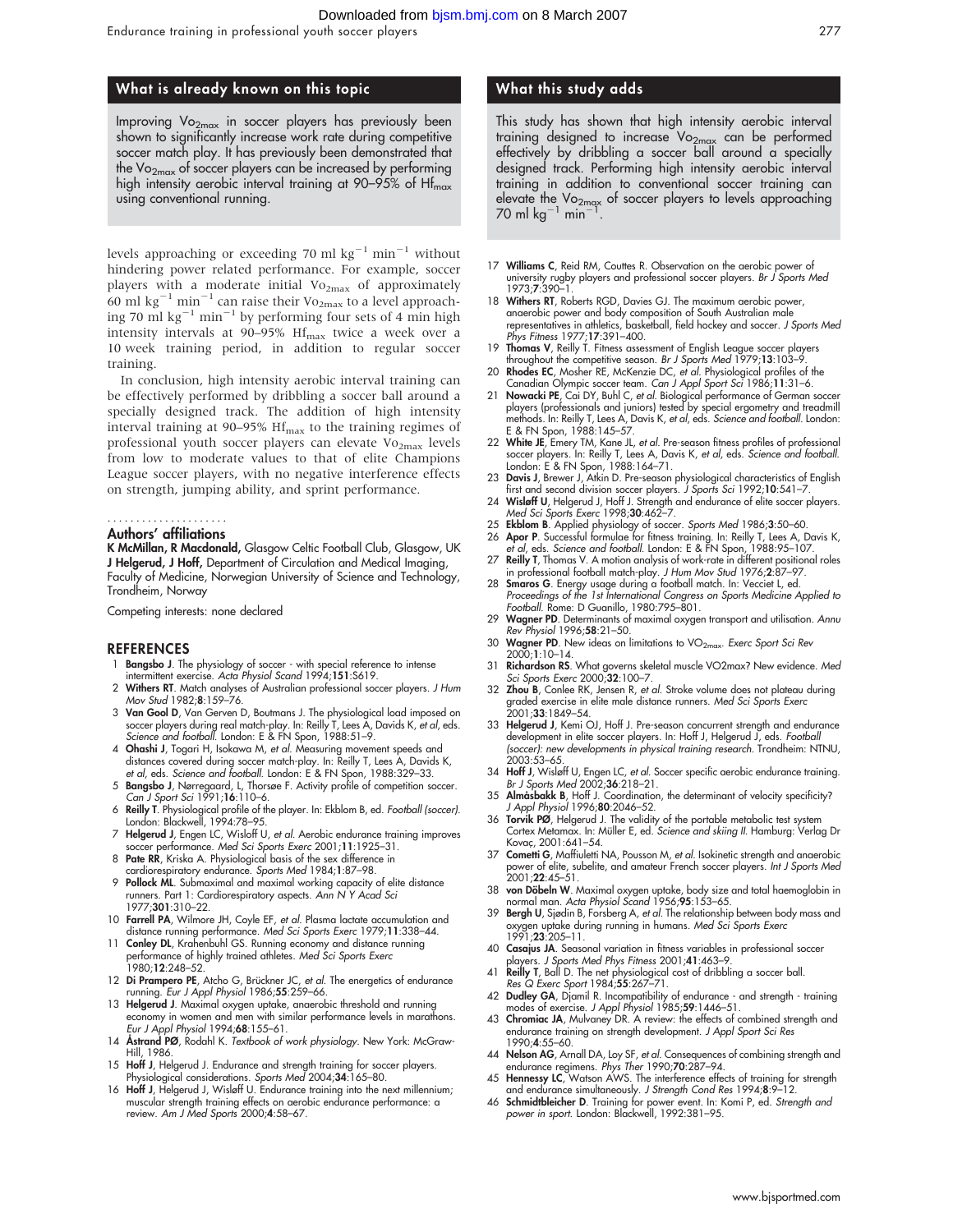## What is already known on this topic

Improving $Vo_{2max}$ in soccer players has previously been shown to significantly increase work rate during competitive soccer match play. It has previously been demonstrated that the $Vo_{2max}$ of soccer players can be increased by performing high intensity aerobic interval training at 90–95% of $Hf_{max}$ using conventional running.

## What this study adds

This study has shown that high intensity aerobic interval training designed to increase $Vo_{2max}$ can be performed effectively by dribbling a soccer ball around a specially designed track. Performing high intensity aerobic interval training in addition to conventional soccer training can elevate the $Vo_{2max}$ of soccer players to levels approaching 70 ml $kg^{-1}$ $min^{-1}$.

levels approaching or exceeding 70 ml $kg^{-1}$ $min^{-1}$ without hindering power related performance. For example, soccer players with a moderate initial $Vo_{2max}$ of approximately 60 ml $kg^{-1}$ $min^{-1}$ can raise their $Vo_{2max}$ to a level approaching 70 ml $kg^{-1}$ $min^{-1}$ by performing four sets of 4 min high intensity intervals at 90–95% $Hf_{max}$ twice a week over a 10 week training period, in addition to regular soccer training.

In conclusion, high intensity aerobic interval training can be effectively performed by dribbling a soccer ball around a specially designed track. The addition of high intensity interval training at 90–95% $Hf_{max}$ to the training regimes of professional youth soccer players can elevate $Vo_{2max}$ levels from low to moderate values to that of elite Champions League soccer players, with no negative interference effects on strength, jumping ability, and sprint performance.

### Authors' affiliations

**K McMillan, R Macdonald,** Glasgow Celtic Football Club, Glasgow, UK
**J Helgerud, J Hoff,** Department of Circulation and Medical Imaging, Faculty of Medicine, Norwegian University of Science and Technology, Trondheim, Norway

Competing interests: none declared

## REFERENCES

1. **Bangsbo J**. The physiology of soccer - with special reference to intense intermittent exercise. *Acta Physiol Scand* 1994;**151**:S619.
2. **Withers RT**. Match analyses of Australian professional soccer players. *J Hum Mov Stud* 1982;**8**:159–76.
3. **Van Gool D**, Van Gerven D, Boutmans J. The physiological load imposed on soccer players during real match-play. In: Reilly T, Lees A, Davids K, *et al*, eds. *Science and football*. London: E & FN Spon, 1988:51–9.
4. **Ohashi J**, Togari H, Isokawa M, *et al*. Measuring movement speeds and distances covered during soccer match-play. In: Reilly T, Lees A, Davids K, *et al*, eds. *Science and football*. London: E & FN Spon, 1988:329–33.
5. **Bangsbo J**, Nørregaard, L, Thorsøe F. Activity profile of competition soccer. *Can J Sport Sci* 1991;**16**:110–6.
6. **Reilly T**. Physiological profile of the player. In: Ekblom B, ed. *Football (soccer)*. London: Blackwell, 1994:78–95.
7. **Helgerud J**, Engen LC, Wisloff U, *et al*. Aerobic endurance training improves soccer performance. *Med Sci Sports Exerc* 2001;**11**:1925–31.
8. **Pate RR**, Kriska A. Physiological basis of the sex difference in cardiorespiratory endurance. *Sports Med* 1984;**1**:87–98.
9. **Pollock ML**. Submaximal and maximal working capacity of elite distance runners. Part 1: Cardiorespiratory aspects. *Ann N Y Acad Sci* 1977;**301**:310–22.
10. **Farrell PA**, Wilmore JH, Coyle EF, *et al*. Plasma lactate accumulation and distance running performance. *Med Sci Sports Exerc* 1979;**11**:338–44.
11. **Conley DL**, Krahenbuhl GS. Running economy and distance running performance of highly trained athletes. *Med Sci Sports Exerc* 1980;**12**:248–52.
12. **Di Prampero PE**, Atcho G, Brückner JC, *et al*. The energetics of endurance running. *Eur J Appl Physiol* 1986;**55**:259–66.
13. **Helgerud J**. Maximal oxygen uptake, anaerobic threshold and running economy in women and men with similar performance levels in marathons. *Eur J Appl Physiol* 1994;**68**:155–61.
14. **Åstrand PØ**, Rodahl K. *Textbook of work physiology*. New York: McGraw-Hill, 1986.
15. **Hoff J**, Helgerud J. Endurance and strength training for soccer players. Physiological considerations. *Sports Med* 2004;**34**:165–80.
16. **Hoff J**, Helgerud J, Wisløff U. Endurance training into the next millennium; muscular strength training effects on aerobic endurance performance: a review. *Am J Med Sports* 2000;**4**:58–67.
17. **Williams C**, Reid RM, Couttes R. Observation on the aerobic power of university rugby players and professional soccer players. *Br J Sports Med* 1973;**7**:390–1.
18. **Withers RT**, Roberts RGD, Davies GJ. The maximum aerobic power, anaerobic power and body composition of South Australian male representatives in athletics, basketball, field hockey and soccer. *J Sports Med Phys Fitness* 1977;**17**:391–400.
19. **Thomas V**, Reilly T. Fitness assessment of English League soccer players throughout the competitive season. *Br J Sports Med* 1979;**13**:103–9.
20. **Rhodes EC**, Mosher RE, McKenzie DC, *et al*. Physiological profiles of the Canadian Olympic soccer team. *Can J Appl Sport Sci* 1986;**11**:31–6.
21. **Nowacki PE**, Cai DY, Buhl C, *et al*. Biological performance of German soccer players (professionals and juniors) tested by special ergometry and treadmill methods. In: Reilly T, Lees A, Davis K, *et al*, eds. *Science and football*. London: E & FN Spon, 1988:145–57.
22. **White JE**, Emery TM, Kane JL, *et al*. Pre-season fitness profiles of professional soccer players. In: Reilly T, Lees A, Davis K, *et al*, eds. *Science and football*. London: E & FN Spon, 1988:164–71.
23. **Davis J**, Brewer J, Atkin D. Pre-season physiological characteristics of English first and second division soccer players. *J Sports Sci* 1992;**10**:541–7.
24. **Wisløff U**, Helgerud J, Hoff J. Strength and endurance of elite soccer players. *Med Sci Sports Exerc* 1998;**30**:462–7.
25. **Ekblom B**. Applied physiology of soccer. *Sports Med* 1986;**3**:50–60.
26. **Apor P**. Successful formulae for fitness training. In: Reilly T, Lees A, Davis K, *et al*, eds. *Science and football*. London: E & FN Spon, 1988:95–107.
27. **Reilly T**, Thomas V. A motion analysis of work-rate in different positional roles in professional football match-play. *J Hum Mov Stud* 1976;**2**:87–97.
28. **Smaros G**. Energy usage during a football match. In: Vecciet L, ed. *Proceedings of the 1st International Congress on Sports Medicine Applied to Football*. Rome: D Guanillo, 1980:795–801.
29. **Wagner PD**. Determinants of maximal oxygen transport and utilisation. *Annu Rev Physiol* 1996;**58**:21–50.
30. **Wagner PD**. New ideas on limitations to $VO_{2max}$. *Exerc Sport Sci Rev* 2000;**1**:10–14.
31. **Richardson RS**. What governs skeletal muscle VO2max? New evidence. *Med Sci Sports Exerc* 2000;**32**:100–7.
32. **Zhou B**, Conlee RK, Jensen R, *et al*. Stroke volume does not plateau during graded exercise in elite male distance runners. *Med Sci Sports Exerc* 2001;**33**:1849–54.
33. **Helgerud J**, Kemi OJ, Hoff J. Pre-season concurrent strength and endurance development in elite soccer players. In: Hoff J, Helgerud J, eds. *Football (soccer): new developments in physical training research*. Trondheim: NTNU, 2003:53–65.
34. **Hoff J**, Wisløff U, Engen LC, *et al*. Soccer specific aerobic endurance training. *Br J Sports Med* 2002;**36**:218–21.
35. **Almåsbakk B**, Hoff J. Coordination, the determinant of velocity specificity? *J Appl Physiol* 1996;**80**:2046–52.
36. **Torvik PØ**, Helgerud J. The validity of the portable metabolic test system Cortex Metamax. In: Müller E, ed. *Science and skiing II*. Hamburg: Verlag Dr Kovaç, 2001:641–54.
37. **Cometti G**, Maffiuletti NA, Pousson M, *et al*. Isokinetic strength and anaerobic power of elite, subelite, and amateur French soccer players. *Int J Sports Med* 2001;**22**:45–51.
38. **von Döbeln W**. Maximal oxygen uptake, body size and total haemoglobin in normal man. *Acta Physiol Scand* 1956;**95**:153–65.
39. **Bergh U**, Sjødin B, Forsberg A, *et al*. The relationship between body mass and oxygen uptake during running in humans. *Med Sci Sports Exerc* 1991;**23**:205–11.
40. **Casajus JA**. Seasonal variation in fitness variables in professional soccer players. *J Sports Med Phys Fitness* 2001;**41**:463–9.
41. **Reilly T**, Ball D. The net physiological cost of dribbling a soccer ball. *Res Q Exerc Sport* 1984;**55**:267–71.
42. **Dudley GA**, Djamil R. Incompatibility of endurance - and strength - training modes of exercise. *J Appl Physiol* 1985;**59**:1446–51.
43. **Chromiac JA**, Mulvaney DR. A review: the effects of combined strength and endurance training on strength development. *J Appl Sport Sci Res* 1990;**4**:55–60.
44. **Nelson AG**, Arnall DA, Loy SF, *et al*. Consequences of combining strength and endurance regimens. *Phys Ther* 1990;**70**:287–94.
45. **Hennessy LC**, Watson AWS. The interference effects of training for strength and endurance simultaneously. *J Strength Cond Res* 1994;**8**:9–12.
46. **Schmidtbleicher D**. Training for power event. In: Komi P, ed. *Strength and power in sport*. London: Blackwell, 1992:381–95.